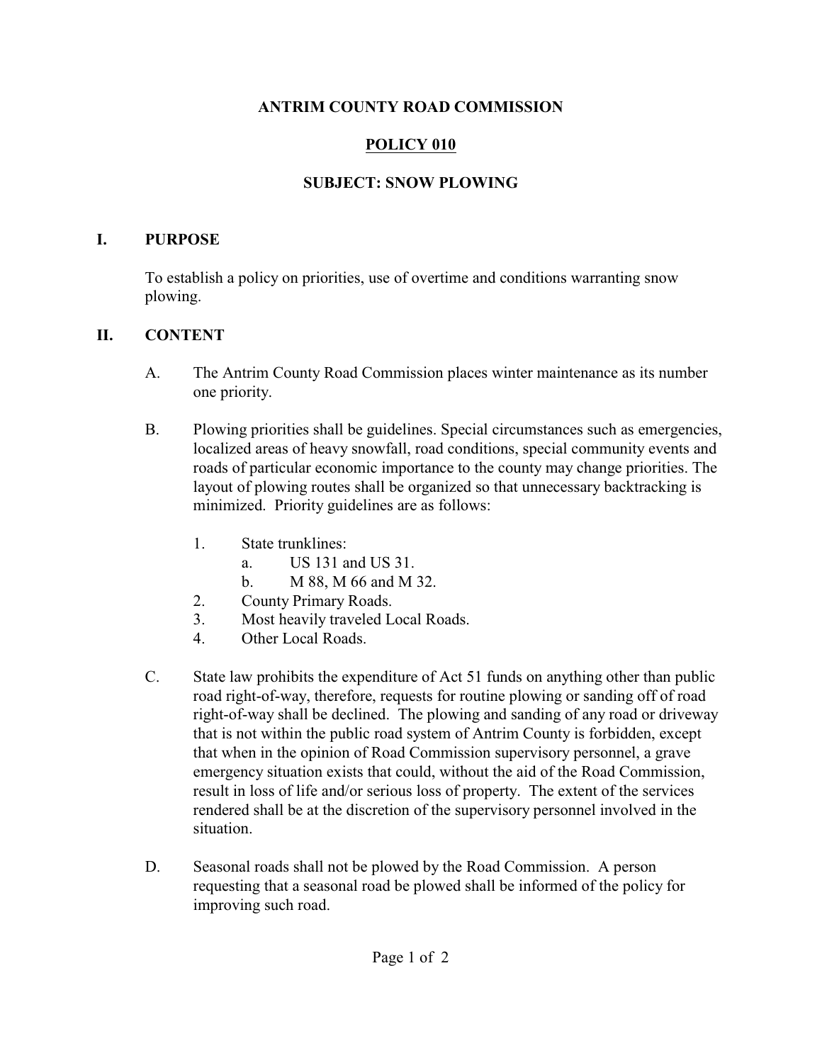# ANTRIM COUNTY ROAD COMMISSION

## POLICY 010

## SUBJECT: SNOW PLOWING

### I. PURPOSE

To establish a policy on priorities, use of overtime and conditions warranting snow plowing.

### II. CONTENT

A. The Antrim County Road Commission places winter maintenance as its number one priority.

B. Plowing priorities shall be guidelines. Special circumstances such as emergencies, localized areas of heavy snowfall, road conditions, special community events and roads of particular economic importance to the county may change priorities. The layout of plowing routes shall be organized so that unnecessary backtracking is minimized. Priority guidelines are as follows:

1. State trunklines:
   a. US 131 and US 31.
   b. M 88, M 66 and M 32.
2. County Primary Roads.
3. Most heavily traveled Local Roads.
4. Other Local Roads.

C. State law prohibits the expenditure of Act 51 funds on anything other than public road right-of-way, therefore, requests for routine plowing or sanding off of road right-of-way shall be declined. The plowing and sanding of any road or driveway that is not within the public road system of Antrim County is forbidden, except that when in the opinion of Road Commission supervisory personnel, a grave emergency situation exists that could, without the aid of the Road Commission, result in loss of life and/or serious loss of property. The extent of the services rendered shall be at the discretion of the supervisory personnel involved in the situation.

D. Seasonal roads shall not be plowed by the Road Commission. A person requesting that a seasonal road be plowed shall be informed of the policy for improving such road.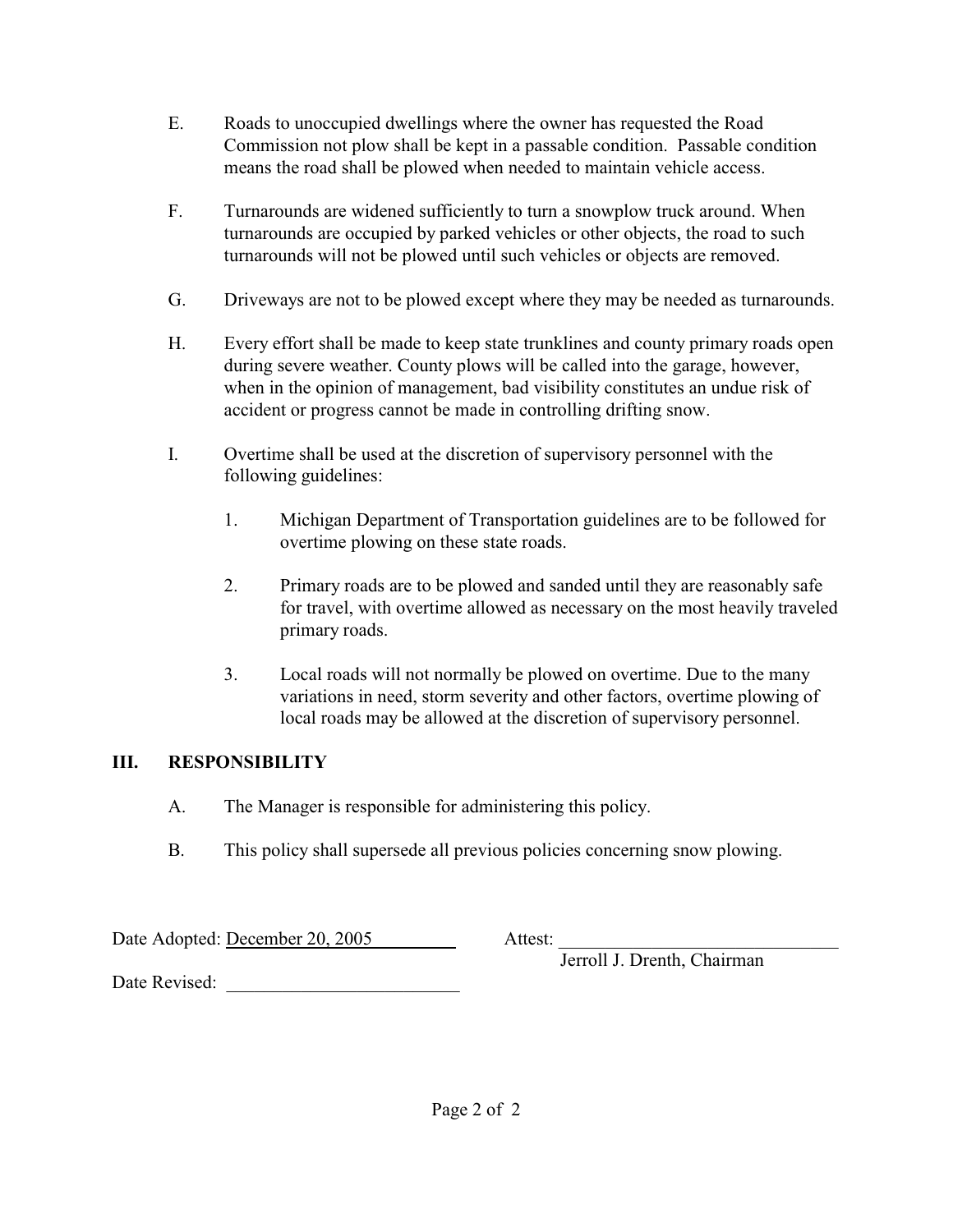E. Roads to unoccupied dwellings where the owner has requested the Road Commission not plow shall be kept in a passable condition. Passable condition means the road shall be plowed when needed to maintain vehicle access.

F. Turnarounds are widened sufficiently to turn a snowplow truck around. When turnarounds are occupied by parked vehicles or other objects, the road to such turnarounds will not be plowed until such vehicles or objects are removed.

G. Driveways are not to be plowed except where they may be needed as turnarounds.

H. Every effort shall be made to keep state trunklines and county primary roads open during severe weather. County plows will be called into the garage, however, when in the opinion of management, bad visibility constitutes an undue risk of accident or progress cannot be made in controlling drifting snow.

I. Overtime shall be used at the discretion of supervisory personnel with the following guidelines:

   1. Michigan Department of Transportation guidelines are to be followed for overtime plowing on these state roads.

   2. Primary roads are to be plowed and sanded until they are reasonably safe for travel, with overtime allowed as necessary on the most heavily traveled primary roads.

   3. Local roads will not normally be plowed on overtime. Due to the many variations in need, storm severity and other factors, overtime plowing of local roads may be allowed at the discretion of supervisory personnel.

## III. RESPONSIBILITY

A. The Manager is responsible for administering this policy.

B. This policy shall supersede all previous policies concerning snow plowing.

Date Adopted: December 20, 2005

Attest: ______________________________
Jerroll J. Drenth, Chairman

Date Revised: ______________________________